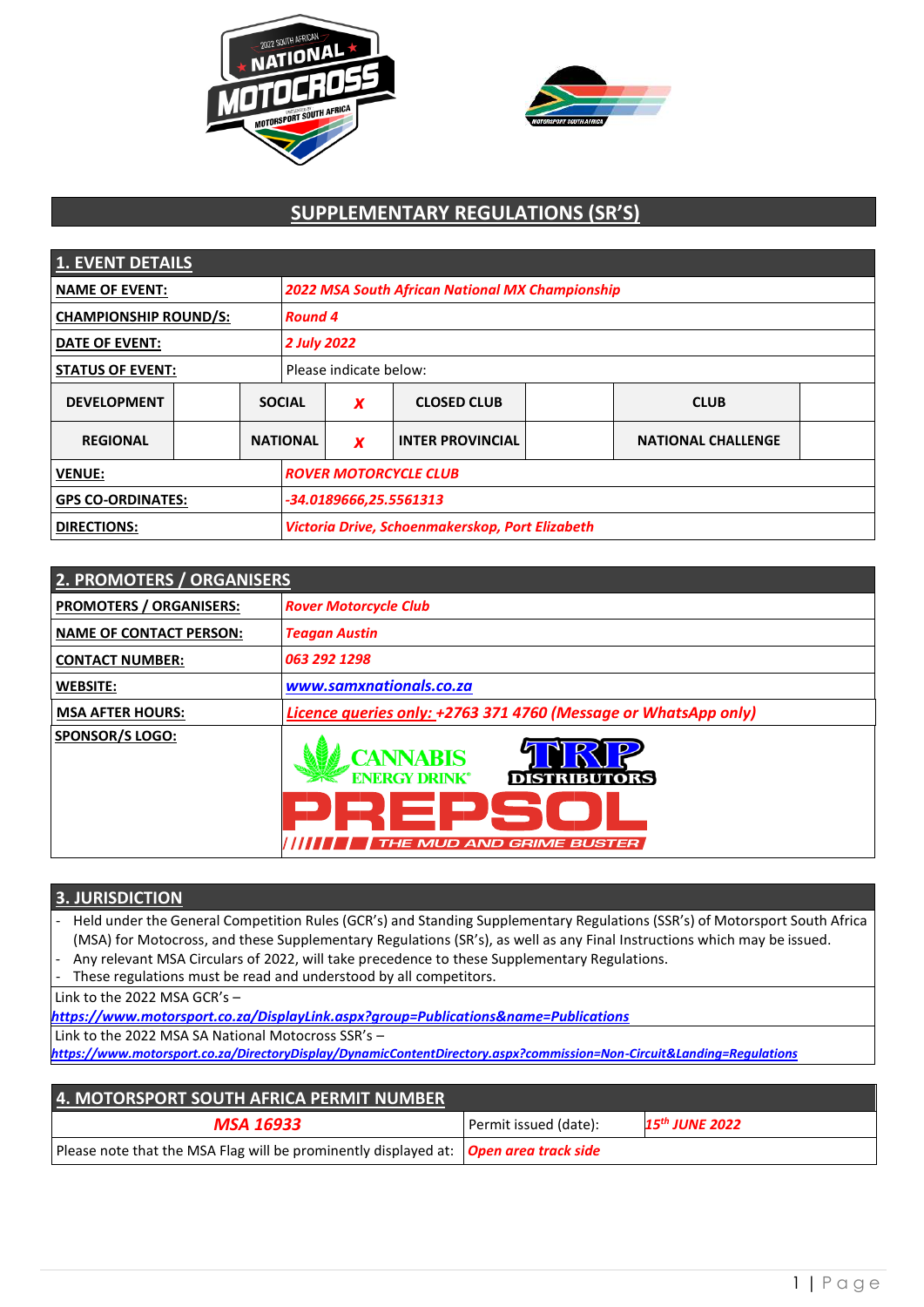# SUPPLEMENTARY REGULATIONS (SR'S)

## 1. EVENT DETAILS

| | |
|---|---|
| **NAME OF EVENT:** | *2022 MSA South African National MX Championship* |
| **CHAMPIONSHIP ROUND/S:** | *Round 4* |
| **DATE OF EVENT:** | *2 July 2022* |
| **STATUS OF EVENT:** | Please indicate below: |

| | | | | | | | |
|---|---|---|---|---|---|---|---|
| **DEVELOPMENT** | | **SOCIAL** | *x* | **CLOSED CLUB** | | **CLUB** | |
| **REGIONAL** | | **NATIONAL** | *x* | **INTER PROVINCIAL** | | **NATIONAL CHALLENGE** | |

| | |
|---|---|
| **VENUE:** | *ROVER MOTORCYCLE CLUB* |
| **GPS CO-ORDINATES:** | *-34.0189666,25.5561313* |
| **DIRECTIONS:** | *Victoria Drive, Schoenmakerskop, Port Elizabeth* |

## 2. PROMOTERS / ORGANISERS

| | |
|---|---|
| **PROMOTERS / ORGANISERS:** | *Rover Motorcycle Club* |
| **NAME OF CONTACT PERSON:** | *Teagan Austin* |
| **CONTACT NUMBER:** | *063 292 1298* |
| **WEBSITE:** | *www.samxnationals.co.za* |
| **MSA AFTER HOURS:** | *Licence queries only: +2763 371 4760 (Message or WhatsApp only)* |
| **SPONSOR/S LOGO:** | CANNABIS ENERGY DRINK; TRP DISTRIBUTORS; PREPSOL THE MUD AND GRIME BUSTER |

## 3. JURISDICTION

- Held under the General Competition Rules (GCR's) and Standing Supplementary Regulations (SSR's) of Motorsport South Africa (MSA) for Motocross, and these Supplementary Regulations (SR's), as well as any Final Instructions which may be issued.
- Any relevant MSA Circulars of 2022, will take precedence to these Supplementary Regulations.
- These regulations must be read and understood by all competitors.

Link to the 2022 MSA GCR's –
*https://www.motorsport.co.za/DisplayLink.aspx?group=Publications&name=Publications*

Link to the 2022 MSA SA National Motocross SSR's –
*https://www.motorsport.co.za/DirectoryDisplay/DynamicContentDirectory.aspx?commission=Non-Circuit&Landing=Regulations*

## 4. MOTORSPORT SOUTH AFRICA PERMIT NUMBER

| | | |
|---|---|---|
| *MSA 16933* | Permit issued (date): | *15th JUNE 2022* |
| Please note that the MSA Flag will be prominently displayed at: | *Open area track side* | |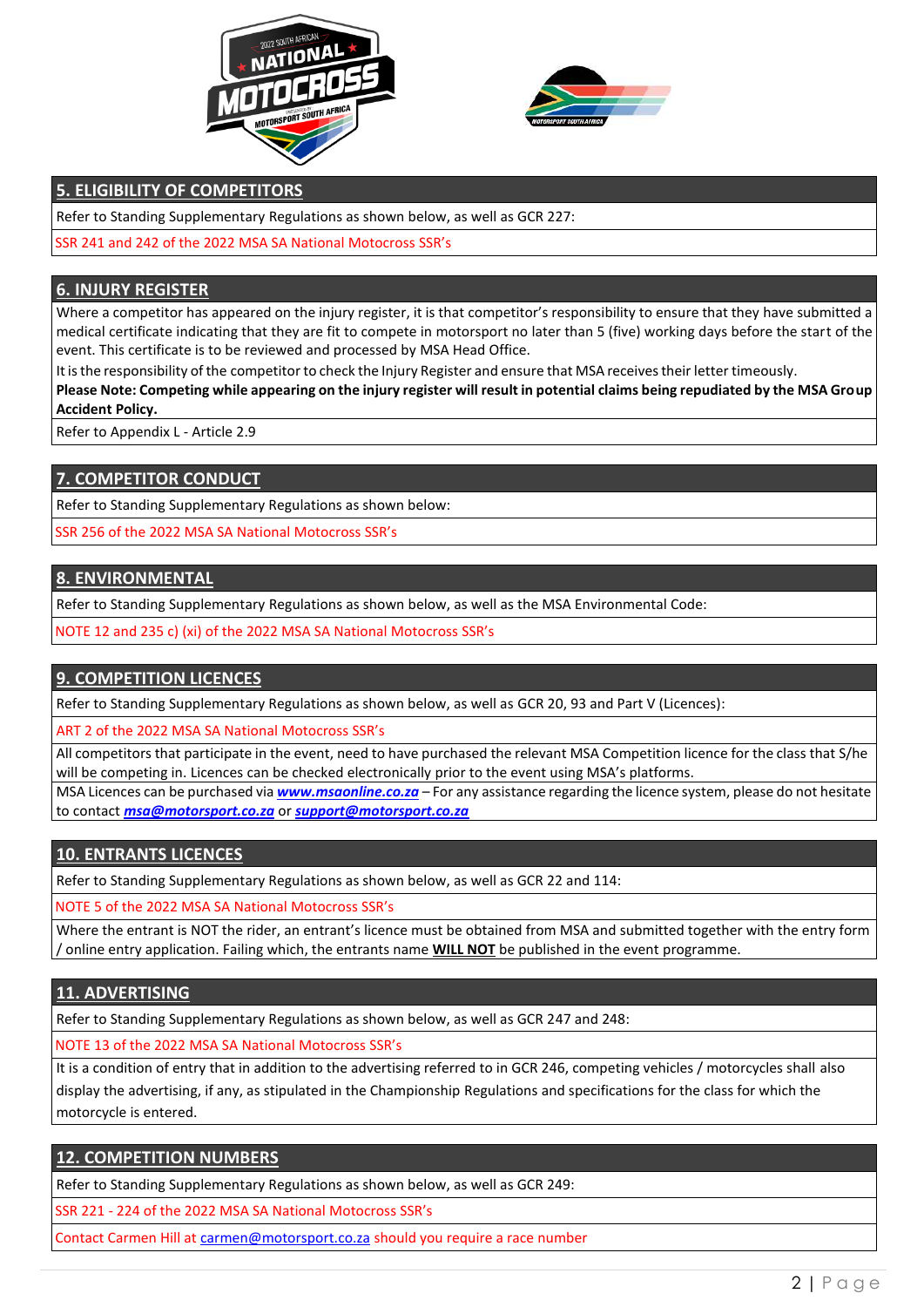## 5. ELIGIBILITY OF COMPETITORS

Refer to Standing Supplementary Regulations as shown below, as well as GCR 227:

SSR 241 and 242 of the 2022 MSA SA National Motocross SSR's

## 6. INJURY REGISTER

Where a competitor has appeared on the injury register, it is that competitor's responsibility to ensure that they have submitted a medical certificate indicating that they are fit to compete in motorsport no later than 5 (five) working days before the start of the event. This certificate is to be reviewed and processed by MSA Head Office.

It is the responsibility of the competitor to check the Injury Register and ensure that MSA receives their letter timeously.

**Please Note: Competing while appearing on the injury register will result in potential claims being repudiated by the MSA Group Accident Policy.**

Refer to Appendix L - Article 2.9

## 7. COMPETITOR CONDUCT

Refer to Standing Supplementary Regulations as shown below:

SSR 256 of the 2022 MSA SA National Motocross SSR's

## 8. ENVIRONMENTAL

Refer to Standing Supplementary Regulations as shown below, as well as the MSA Environmental Code:

NOTE 12 and 235 c) (xi) of the 2022 MSA SA National Motocross SSR's

## 9. COMPETITION LICENCES

Refer to Standing Supplementary Regulations as shown below, as well as GCR 20, 93 and Part V (Licences):

ART 2 of the 2022 MSA SA National Motocross SSR's

All competitors that participate in the event, need to have purchased the relevant MSA Competition licence for the class that S/he will be competing in. Licences can be checked electronically prior to the event using MSA's platforms.

MSA Licences can be purchased via ***www.msaonline.co.za*** – For any assistance regarding the licence system, please do not hesitate to contact ***msa@motorsport.co.za*** or ***support@motorsport.co.za***

## 10. ENTRANTS LICENCES

Refer to Standing Supplementary Regulations as shown below, as well as GCR 22 and 114:

NOTE 5 of the 2022 MSA SA National Motocross SSR's

Where the entrant is NOT the rider, an entrant's licence must be obtained from MSA and submitted together with the entry form / online entry application. Failing which, the entrants name **WILL NOT** be published in the event programme.

## 11. ADVERTISING

Refer to Standing Supplementary Regulations as shown below, as well as GCR 247 and 248:

NOTE 13 of the 2022 MSA SA National Motocross SSR's

It is a condition of entry that in addition to the advertising referred to in GCR 246, competing vehicles / motorcycles shall also display the advertising, if any, as stipulated in the Championship Regulations and specifications for the class for which the motorcycle is entered.

## 12. COMPETITION NUMBERS

Refer to Standing Supplementary Regulations as shown below, as well as GCR 249:

SSR 221 - 224 of the 2022 MSA SA National Motocross SSR's

Contact Carmen Hill at carmen@motorsport.co.za should you require a race number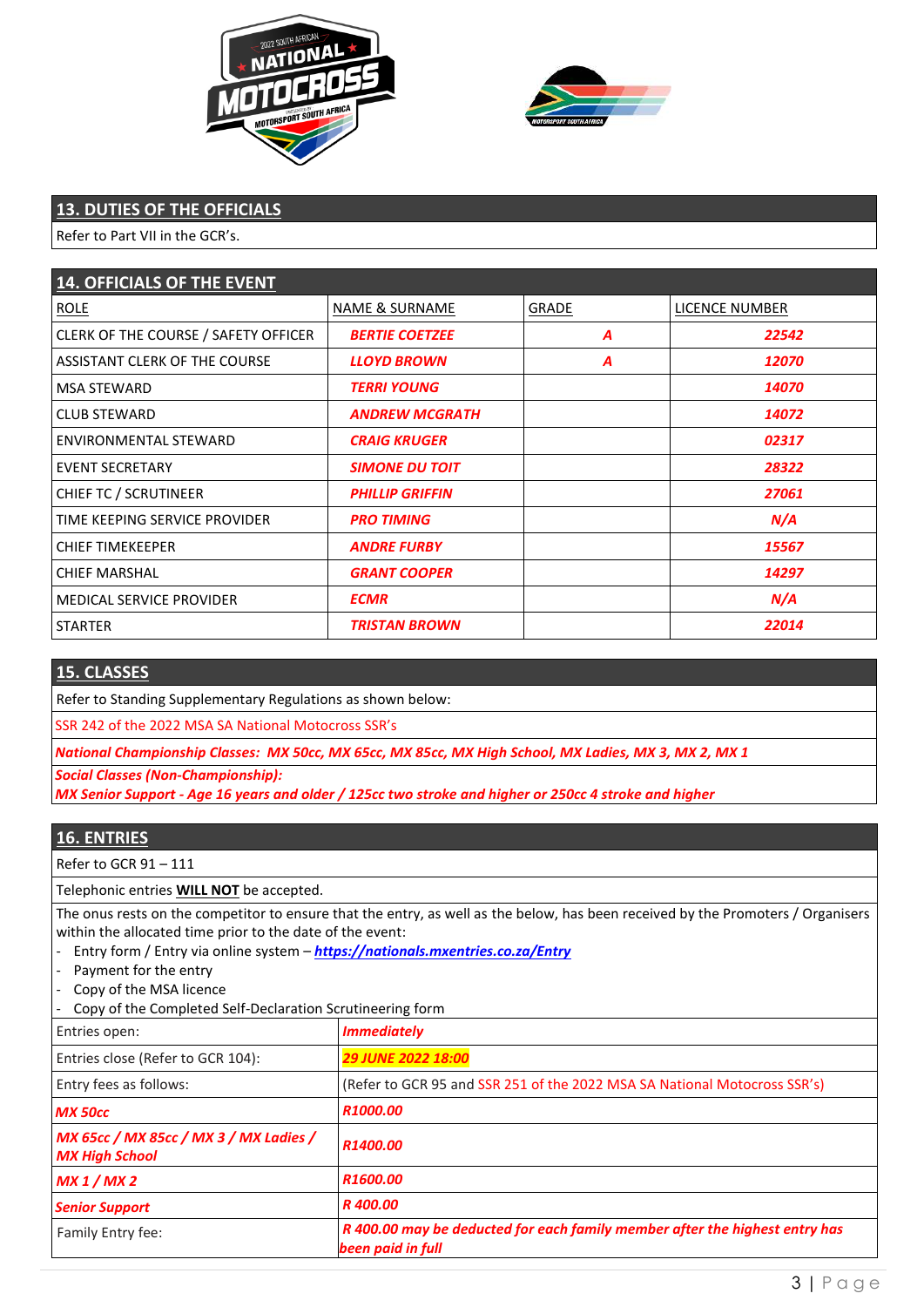## 13. DUTIES OF THE OFFICIALS

Refer to Part VII in the GCR's.

## 14. OFFICIALS OF THE EVENT

| ROLE | NAME & SURNAME | GRADE | LICENCE NUMBER |
|---|---|---|---|
| CLERK OF THE COURSE / SAFETY OFFICER | ***BERTIE COETZEE*** | ***A*** | ***22542*** |
| ASSISTANT CLERK OF THE COURSE | ***LLOYD BROWN*** | ***A*** | ***12070*** |
| MSA STEWARD | ***TERRI YOUNG*** | | ***14070*** |
| CLUB STEWARD | ***ANDREW MCGRATH*** | | ***14072*** |
| ENVIRONMENTAL STEWARD | ***CRAIG KRUGER*** | | ***02317*** |
| EVENT SECRETARY | ***SIMONE DU TOIT*** | | ***28322*** |
| CHIEF TC / SCRUTINEER | ***PHILLIP GRIFFIN*** | | ***27061*** |
| TIME KEEPING SERVICE PROVIDER | ***PRO TIMING*** | | ***N/A*** |
| CHIEF TIMEKEEPER | ***ANDRE FURBY*** | | ***15567*** |
| CHIEF MARSHAL | ***GRANT COOPER*** | | ***14297*** |
| MEDICAL SERVICE PROVIDER | ***ECMR*** | | ***N/A*** |
| STARTER | ***TRISTAN BROWN*** | | ***22014*** |

## 15. CLASSES

Refer to Standing Supplementary Regulations as shown below:

SSR 242 of the 2022 MSA SA National Motocross SSR's

***National Championship Classes: MX 50cc, MX 65cc, MX 85cc, MX High School, MX Ladies, MX 3, MX 2, MX 1***

***Social Classes (Non-Championship):***
***MX Senior Support - Age 16 years and older / 125cc two stroke and higher or 250cc 4 stroke and higher***

## 16. ENTRIES

Refer to GCR 91 – 111

Telephonic entries **WILL NOT** be accepted.

The onus rests on the competitor to ensure that the entry, as well as the below, has been received by the Promoters / Organisers within the allocated time prior to the date of the event:

- Entry form / Entry via online system – ***https://nationals.mxentries.co.za/Entry***
- Payment for the entry
- Copy of the MSA licence
- Copy of the Completed Self-Declaration Scrutineering form

| | |
|---|---|
| Entries open: | ***Immediately*** |
| Entries close (Refer to GCR 104): | ***29 JUNE 2022 18:00*** |
| Entry fees as follows: | (Refer to GCR 95 and SSR 251 of the 2022 MSA SA National Motocross SSR's) |
| ***MX 50cc*** | ***R1000.00*** |
| ***MX 65cc / MX 85cc / MX 3 / MX Ladies / MX High School*** | ***R1400.00*** |
| ***MX 1 / MX 2*** | ***R1600.00*** |
| ***Senior Support*** | ***R 400.00*** |
| Family Entry fee: | ***R 400.00 may be deducted for each family member after the highest entry has been paid in full*** |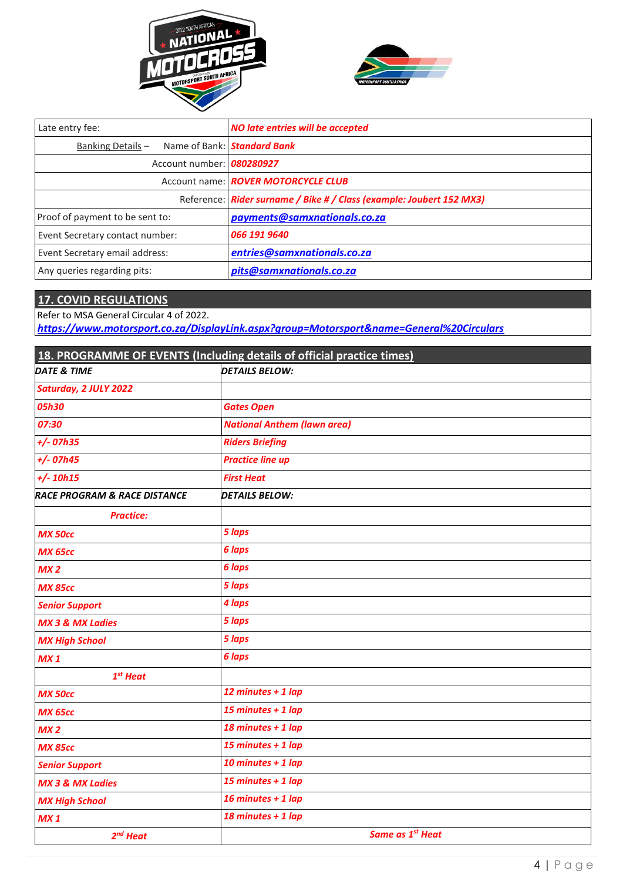| | |
|---|---|
| Late entry fee: | ***NO late entries will be accepted*** |
| Banking Details – Name of Bank: | ***Standard Bank*** |
| Account number: | ***080280927*** |
| Account name: | ***ROVER MOTORCYCLE CLUB*** |
| Reference: | ***Rider surname / Bike # / Class (example: Joubert 152 MX3)*** |
| Proof of payment to be sent to: | ***payments@samxnationals.co.za*** |
| Event Secretary contact number: | ***066 191 9640*** |
| Event Secretary email address: | ***entries@samxnationals.co.za*** |
| Any queries regarding pits: | ***pits@samxnationals.co.za*** |

## 17. COVID REGULATIONS

Refer to MSA General Circular 4 of 2022.
***https://www.motorsport.co.za/DisplayLink.aspx?group=Motorsport&name=General%20Circulars***

## 18. PROGRAMME OF EVENTS (Including details of official practice times)

| ***DATE & TIME*** | ***DETAILS BELOW:*** |
|---|---|
| ***Saturday, 2 JULY 2022*** | |
| ***05h30*** | ***Gates Open*** |
| ***07:30*** | ***National Anthem (lawn area)*** |
| ***+/- 07h35*** | ***Riders Briefing*** |
| ***+/- 07h45*** | ***Practice line up*** |
| ***+/- 10h15*** | ***First Heat*** |
| ***RACE PROGRAM & RACE DISTANCE*** | ***DETAILS BELOW:*** |
| ***Practice:*** | |
| ***MX 50cc*** | ***5 laps*** |
| ***MX 65cc*** | ***6 laps*** |
| ***MX 2*** | ***6 laps*** |
| ***MX 85cc*** | ***5 laps*** |
| ***Senior Support*** | ***4 laps*** |
| ***MX 3 & MX Ladies*** | ***5 laps*** |
| ***MX High School*** | ***5 laps*** |
| ***MX 1*** | ***6 laps*** |
| ***1st Heat*** | |
| ***MX 50cc*** | ***12 minutes + 1 lap*** |
| ***MX 65cc*** | ***15 minutes + 1 lap*** |
| ***MX 2*** | ***18 minutes + 1 lap*** |
| ***MX 85cc*** | ***15 minutes + 1 lap*** |
| ***Senior Support*** | ***10 minutes + 1 lap*** |
| ***MX 3 & MX Ladies*** | ***15 minutes + 1 lap*** |
| ***MX High School*** | ***16 minutes + 1 lap*** |
| ***MX 1*** | ***18 minutes + 1 lap*** |
| ***2nd Heat*** | ***Same as 1st Heat*** |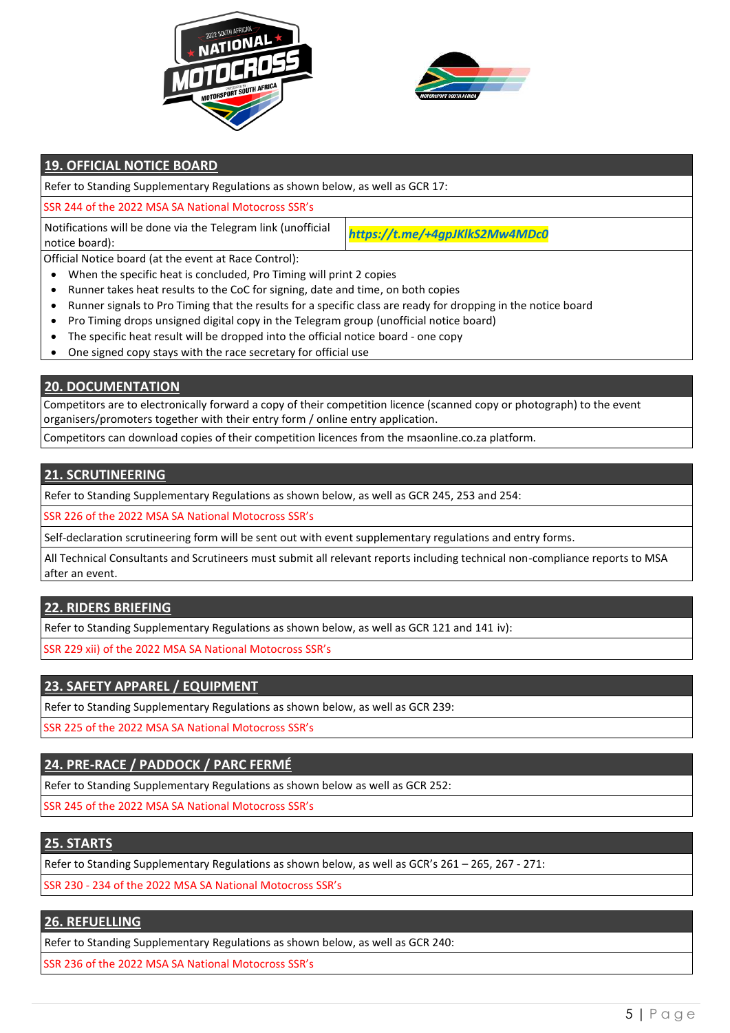## 19. OFFICIAL NOTICE BOARD

Refer to Standing Supplementary Regulations as shown below, as well as GCR 17:

SSR 244 of the 2022 MSA SA National Motocross SSR's

| Notifications will be done via the Telegram link (unofficial notice board): | ***https://t.me/+4gpJKlkS2Mw4MDc0*** |
|---|---|

Official Notice board (at the event at Race Control):

- When the specific heat is concluded, Pro Timing will print 2 copies
- Runner takes heat results to the CoC for signing, date and time, on both copies
- Runner signals to Pro Timing that the results for a specific class are ready for dropping in the notice board
- Pro Timing drops unsigned digital copy in the Telegram group (unofficial notice board)
- The specific heat result will be dropped into the official notice board - one copy
- One signed copy stays with the race secretary for official use

## 20. DOCUMENTATION

Competitors are to electronically forward a copy of their competition licence (scanned copy or photograph) to the event organisers/promoters together with their entry form / online entry application.

Competitors can download copies of their competition licences from the msaonline.co.za platform.

## 21. SCRUTINEERING

Refer to Standing Supplementary Regulations as shown below, as well as GCR 245, 253 and 254:

SSR 226 of the 2022 MSA SA National Motocross SSR's

Self-declaration scrutineering form will be sent out with event supplementary regulations and entry forms.

All Technical Consultants and Scrutineers must submit all relevant reports including technical non-compliance reports to MSA after an event.

## 22. RIDERS BRIEFING

Refer to Standing Supplementary Regulations as shown below, as well as GCR 121 and 141 iv):

SSR 229 xii) of the 2022 MSA SA National Motocross SSR's

## 23. SAFETY APPAREL / EQUIPMENT

Refer to Standing Supplementary Regulations as shown below, as well as GCR 239:

SSR 225 of the 2022 MSA SA National Motocross SSR's

## 24. PRE-RACE / PADDOCK / PARC FERMÉ

Refer to Standing Supplementary Regulations as shown below as well as GCR 252:

SSR 245 of the 2022 MSA SA National Motocross SSR's

## 25. STARTS

Refer to Standing Supplementary Regulations as shown below, as well as GCR's 261 – 265, 267 - 271:

SSR 230 - 234 of the 2022 MSA SA National Motocross SSR's

## 26. REFUELLING

Refer to Standing Supplementary Regulations as shown below, as well as GCR 240:

SSR 236 of the 2022 MSA SA National Motocross SSR's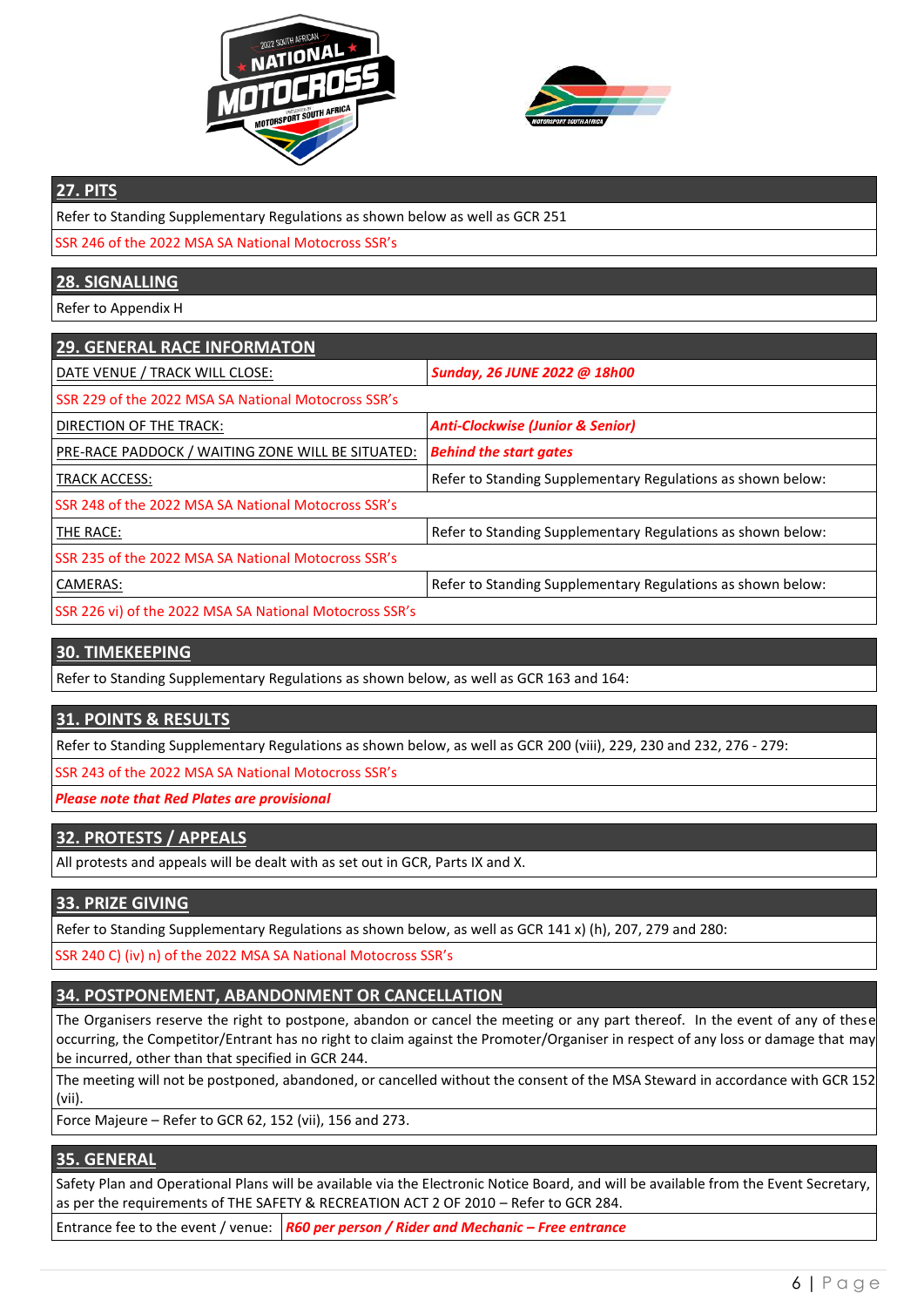## 27. PITS

Refer to Standing Supplementary Regulations as shown below as well as GCR 251

SSR 246 of the 2022 MSA SA National Motocross SSR's

## 28. SIGNALLING

Refer to Appendix H

## 29. GENERAL RACE INFORMATON

| | |
|---|---|
| DATE VENUE / TRACK WILL CLOSE: | ***Sunday, 26 JUNE 2022 @ 18h00*** |
| SSR 229 of the 2022 MSA SA National Motocross SSR's | |
| DIRECTION OF THE TRACK: | ***Anti-Clockwise (Junior & Senior)*** |
| PRE-RACE PADDOCK / WAITING ZONE WILL BE SITUATED: | ***Behind the start gates*** |
| TRACK ACCESS: | Refer to Standing Supplementary Regulations as shown below: |
| SSR 248 of the 2022 MSA SA National Motocross SSR's | |
| THE RACE: | Refer to Standing Supplementary Regulations as shown below: |
| SSR 235 of the 2022 MSA SA National Motocross SSR's | |
| CAMERAS: | Refer to Standing Supplementary Regulations as shown below: |
| SSR 226 vi) of the 2022 MSA SA National Motocross SSR's | |

## 30. TIMEKEEPING

Refer to Standing Supplementary Regulations as shown below, as well as GCR 163 and 164:

## 31. POINTS & RESULTS

Refer to Standing Supplementary Regulations as shown below, as well as GCR 200 (viii), 229, 230 and 232, 276 - 279:

SSR 243 of the 2022 MSA SA National Motocross SSR's

***Please note that Red Plates are provisional***

## 32. PROTESTS / APPEALS

All protests and appeals will be dealt with as set out in GCR, Parts IX and X.

## 33. PRIZE GIVING

Refer to Standing Supplementary Regulations as shown below, as well as GCR 141 x) (h), 207, 279 and 280:

SSR 240 C) (iv) n) of the 2022 MSA SA National Motocross SSR's

## 34. POSTPONEMENT, ABANDONMENT OR CANCELLATION

The Organisers reserve the right to postpone, abandon or cancel the meeting or any part thereof. In the event of any of these occurring, the Competitor/Entrant has no right to claim against the Promoter/Organiser in respect of any loss or damage that may be incurred, other than that specified in GCR 244.

The meeting will not be postponed, abandoned, or cancelled without the consent of the MSA Steward in accordance with GCR 152 (vii).

Force Majeure – Refer to GCR 62, 152 (vii), 156 and 273.

## 35. GENERAL

Safety Plan and Operational Plans will be available via the Electronic Notice Board, and will be available from the Event Secretary, as per the requirements of THE SAFETY & RECREATION ACT 2 OF 2010 – Refer to GCR 284.

| | |
|---|---|
| Entrance fee to the event / venue: | ***R60 per person / Rider and Mechanic – Free entrance*** |